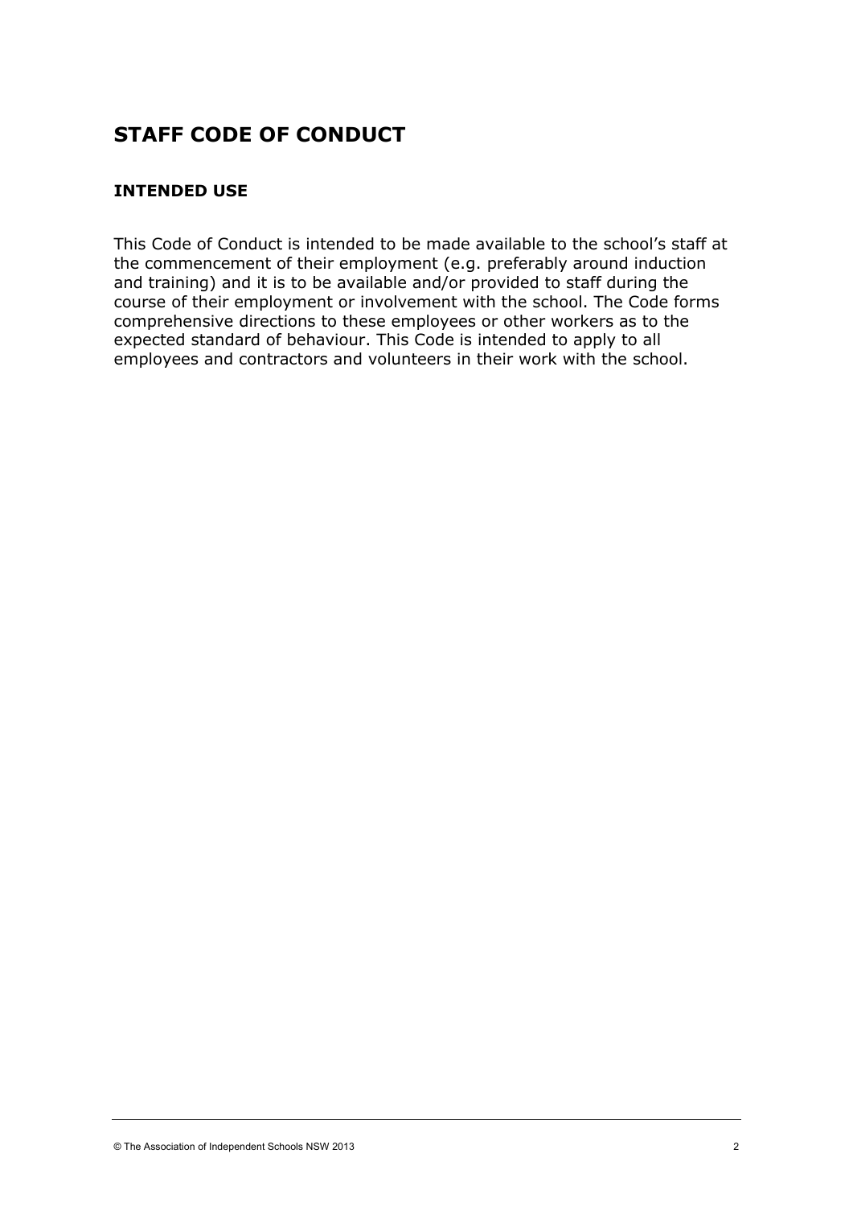# STAFF CODE OF CONDUCT

## INTENDED USE

This Code of Conduct is intended to be made available to the school's staff at the commencement of their employment (e.g. preferably around induction and training) and it is to be available and/or provided to staff during the course of their employment or involvement with the school. The Code forms comprehensive directions to these employees or other workers as to the expected standard of behaviour. This Code is intended to apply to all employees and contractors and volunteers in their work with the school.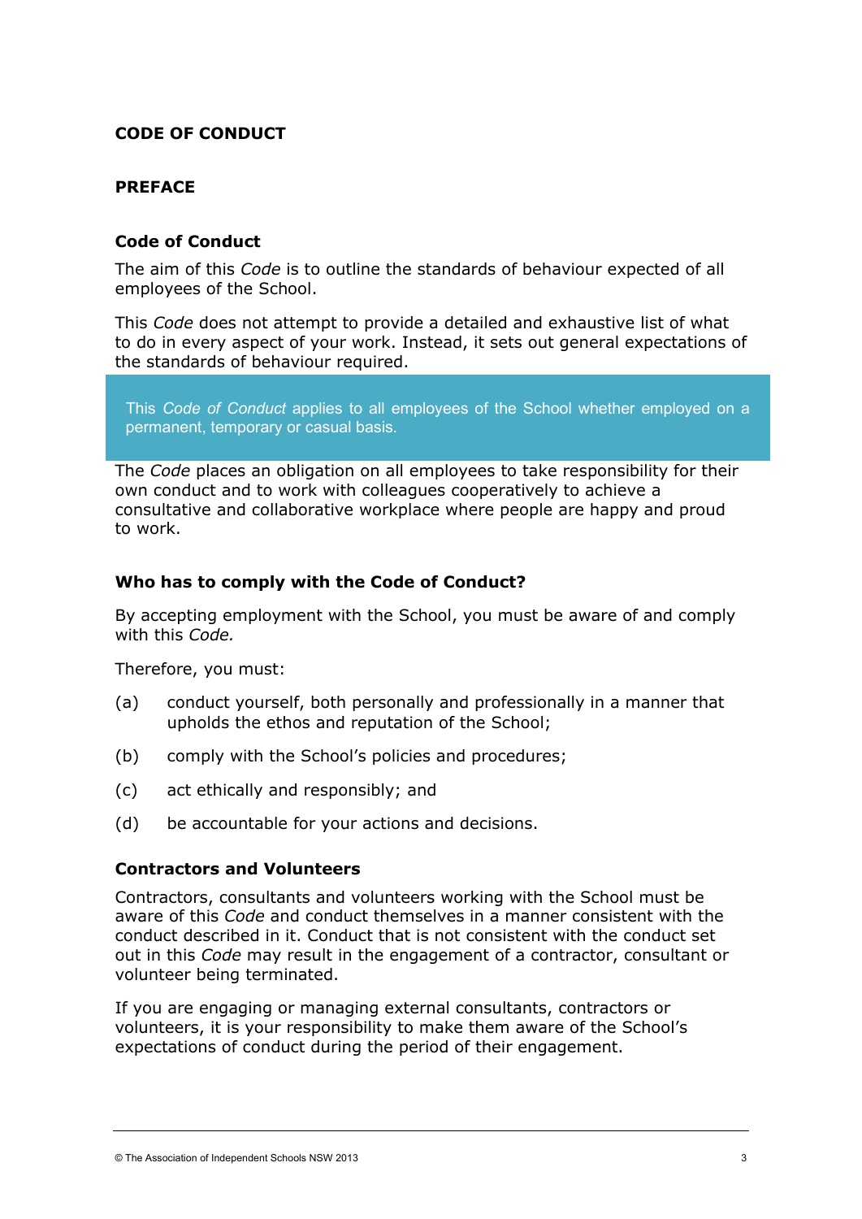# CODE OF CONDUCT

## PREFACE

### Code of Conduct

The aim of this *Code* is to outline the standards of behaviour expected of all employees of the School.

This *Code* does not attempt to provide a detailed and exhaustive list of what to do in every aspect of your work. Instead, it sets out general expectations of the standards of behaviour required.

> This *Code of Conduct* applies to all employees of the School whether employed on a permanent, temporary or casual basis.

The *Code* places an obligation on all employees to take responsibility for their own conduct and to work with colleagues cooperatively to achieve a consultative and collaborative workplace where people are happy and proud to work.

### Who has to comply with the Code of Conduct?

By accepting employment with the School, you must be aware of and comply with this *Code.*

Therefore, you must:

(a) conduct yourself, both personally and professionally in a manner that upholds the ethos and reputation of the School;

(b) comply with the School's policies and procedures;

(c) act ethically and responsibly; and

(d) be accountable for your actions and decisions.

### Contractors and Volunteers

Contractors, consultants and volunteers working with the School must be aware of this *Code* and conduct themselves in a manner consistent with the conduct described in it. Conduct that is not consistent with the conduct set out in this *Code* may result in the engagement of a contractor, consultant or volunteer being terminated.

If you are engaging or managing external consultants, contractors or volunteers, it is your responsibility to make them aware of the School's expectations of conduct during the period of their engagement.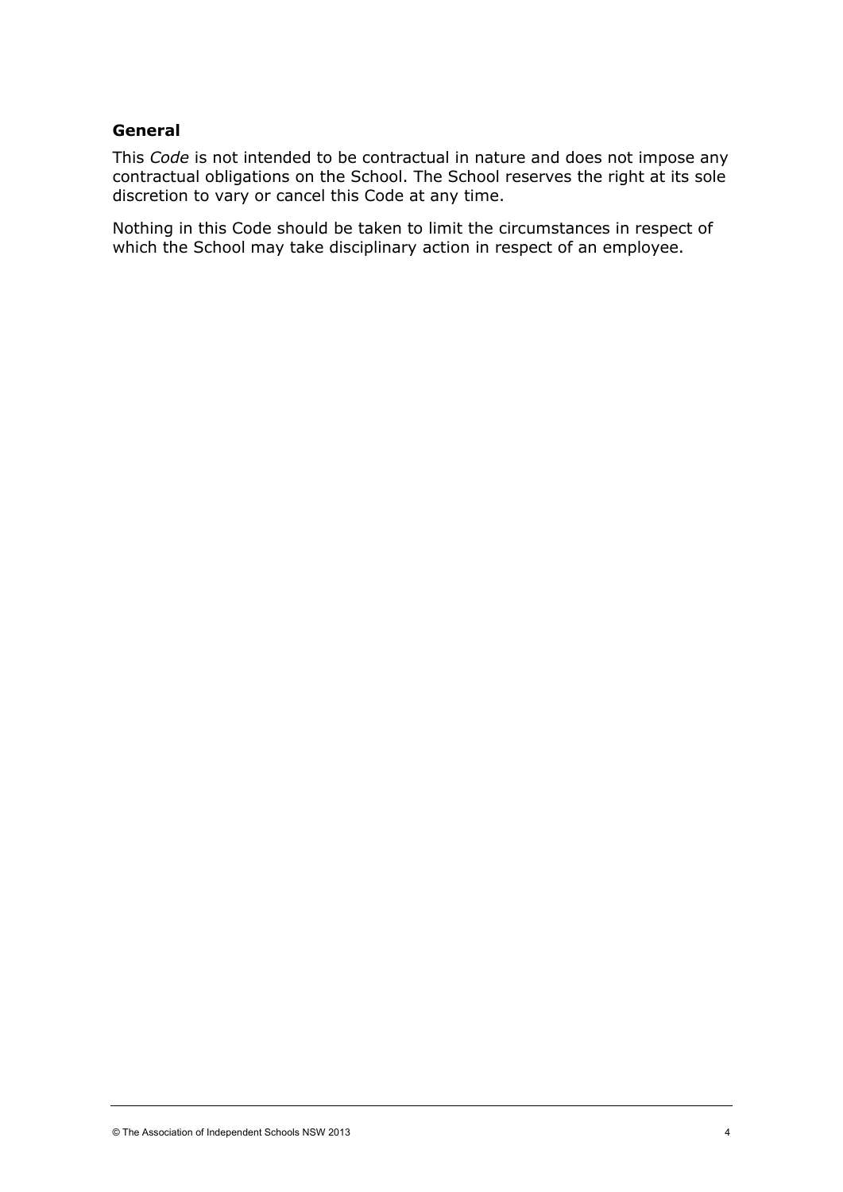### General

This *Code* is not intended to be contractual in nature and does not impose any contractual obligations on the School. The School reserves the right at its sole discretion to vary or cancel this Code at any time.

Nothing in this Code should be taken to limit the circumstances in respect of which the School may take disciplinary action in respect of an employee.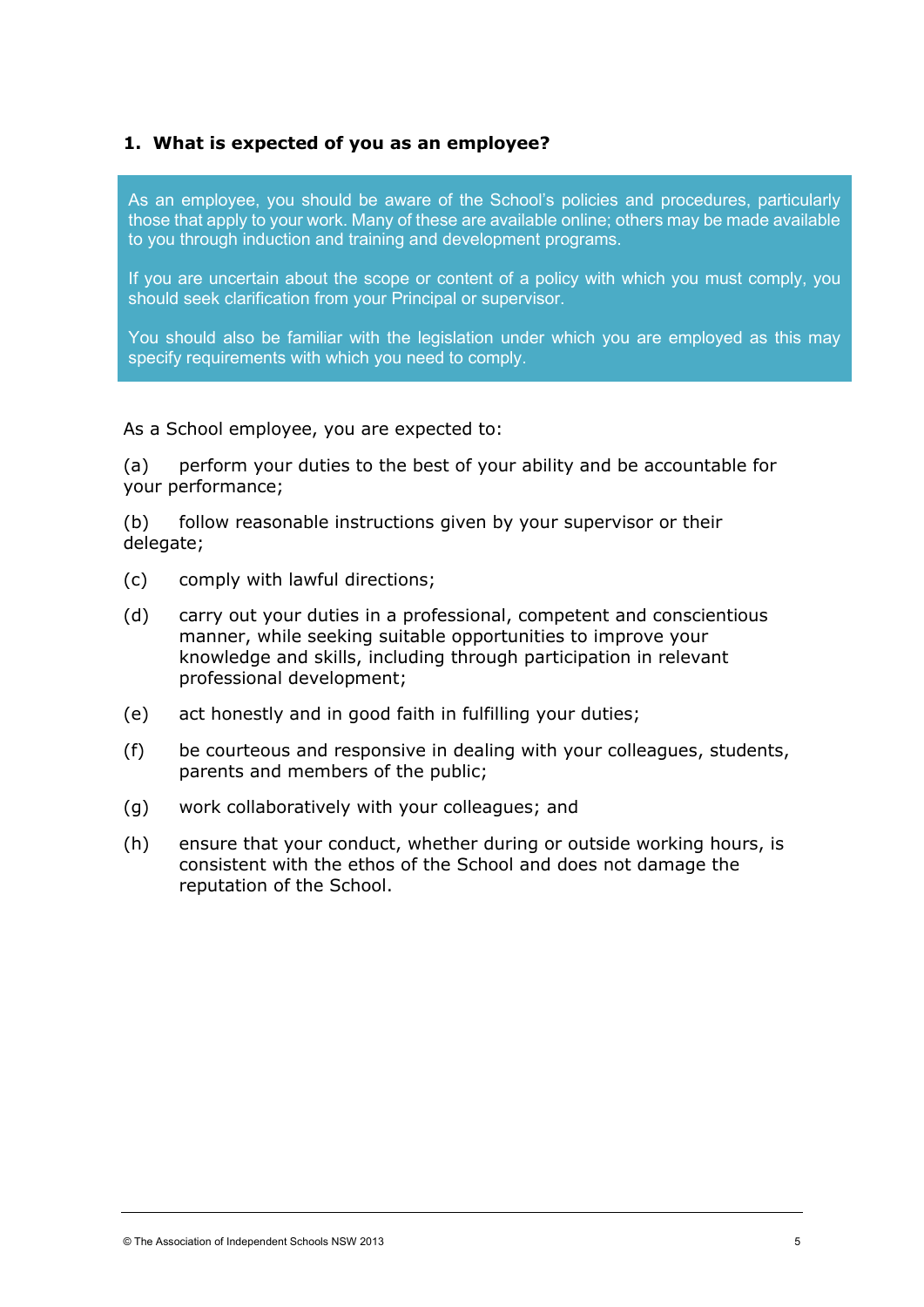## 1. What is expected of you as an employee?

> As an employee, you should be aware of the School's policies and procedures, particularly those that apply to your work. Many of these are available online; others may be made available to you through induction and training and development programs.
>
> If you are uncertain about the scope or content of a policy with which you must comply, you should seek clarification from your Principal or supervisor.
>
> You should also be familiar with the legislation under which you are employed as this may specify requirements with which you need to comply.

As a School employee, you are expected to:

(a) perform your duties to the best of your ability and be accountable for your performance;

(b) follow reasonable instructions given by your supervisor or their delegate;

(c) comply with lawful directions;

(d) carry out your duties in a professional, competent and conscientious manner, while seeking suitable opportunities to improve your knowledge and skills, including through participation in relevant professional development;

(e) act honestly and in good faith in fulfilling your duties;

(f) be courteous and responsive in dealing with your colleagues, students, parents and members of the public;

(g) work collaboratively with your colleagues; and

(h) ensure that your conduct, whether during or outside working hours, is consistent with the ethos of the School and does not damage the reputation of the School.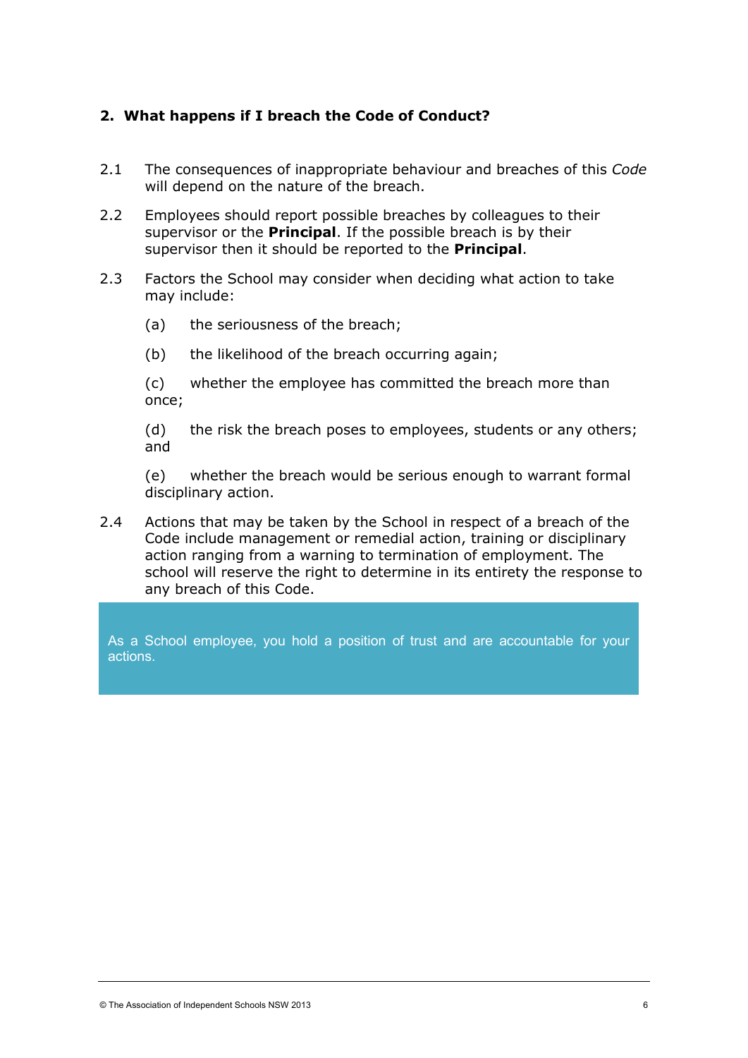## 2. What happens if I breach the Code of Conduct?

2.1 The consequences of inappropriate behaviour and breaches of this *Code* will depend on the nature of the breach.

2.2 Employees should report possible breaches by colleagues to their supervisor or the **Principal**. If the possible breach is by their supervisor then it should be reported to the **Principal**.

2.3 Factors the School may consider when deciding what action to take may include:

(a) the seriousness of the breach;

(b) the likelihood of the breach occurring again;

(c) whether the employee has committed the breach more than once;

(d) the risk the breach poses to employees, students or any others; and

(e) whether the breach would be serious enough to warrant formal disciplinary action.

2.4 Actions that may be taken by the School in respect of a breach of the Code include management or remedial action, training or disciplinary action ranging from a warning to termination of employment. The school will reserve the right to determine in its entirety the response to any breach of this Code.

> As a School employee, you hold a position of trust and are accountable for your actions.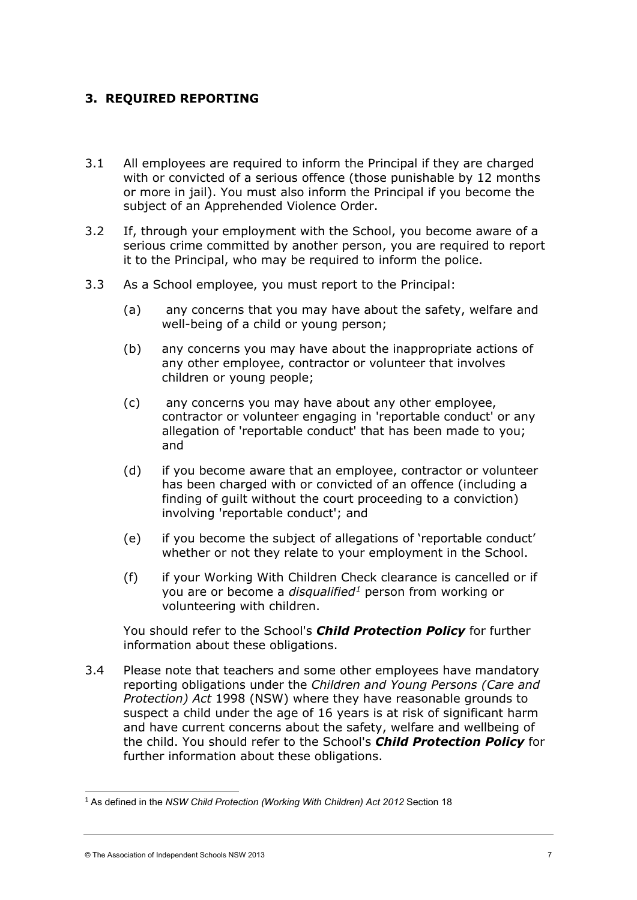## 3. REQUIRED REPORTING

3.1 All employees are required to inform the Principal if they are charged with or convicted of a serious offence (those punishable by 12 months or more in jail). You must also inform the Principal if you become the subject of an Apprehended Violence Order.

3.2 If, through your employment with the School, you become aware of a serious crime committed by another person, you are required to report it to the Principal, who may be required to inform the police.

3.3 As a School employee, you must report to the Principal:

(a) any concerns that you may have about the safety, welfare and well-being of a child or young person;

(b) any concerns you may have about the inappropriate actions of any other employee, contractor or volunteer that involves children or young people;

(c) any concerns you may have about any other employee, contractor or volunteer engaging in 'reportable conduct' or any allegation of 'reportable conduct' that has been made to you; and

(d) if you become aware that an employee, contractor or volunteer has been charged with or convicted of an offence (including a finding of guilt without the court proceeding to a conviction) involving 'reportable conduct'; and

(e) if you become the subject of allegations of 'reportable conduct' whether or not they relate to your employment in the School.

(f) if your Working With Children Check clearance is cancelled or if you are or become a *disqualified*[1] person from working or volunteering with children.

You should refer to the School's ***Child Protection Policy*** for further information about these obligations.

3.4 Please note that teachers and some other employees have mandatory reporting obligations under the *Children and Young Persons (Care and Protection) Act* 1998 (NSW) where they have reasonable grounds to suspect a child under the age of 16 years is at risk of significant harm and have current concerns about the safety, welfare and wellbeing of the child. You should refer to the School's ***Child Protection Policy*** for further information about these obligations.

---

[1] As defined in the *NSW Child Protection (Working With Children) Act 2012* Section 18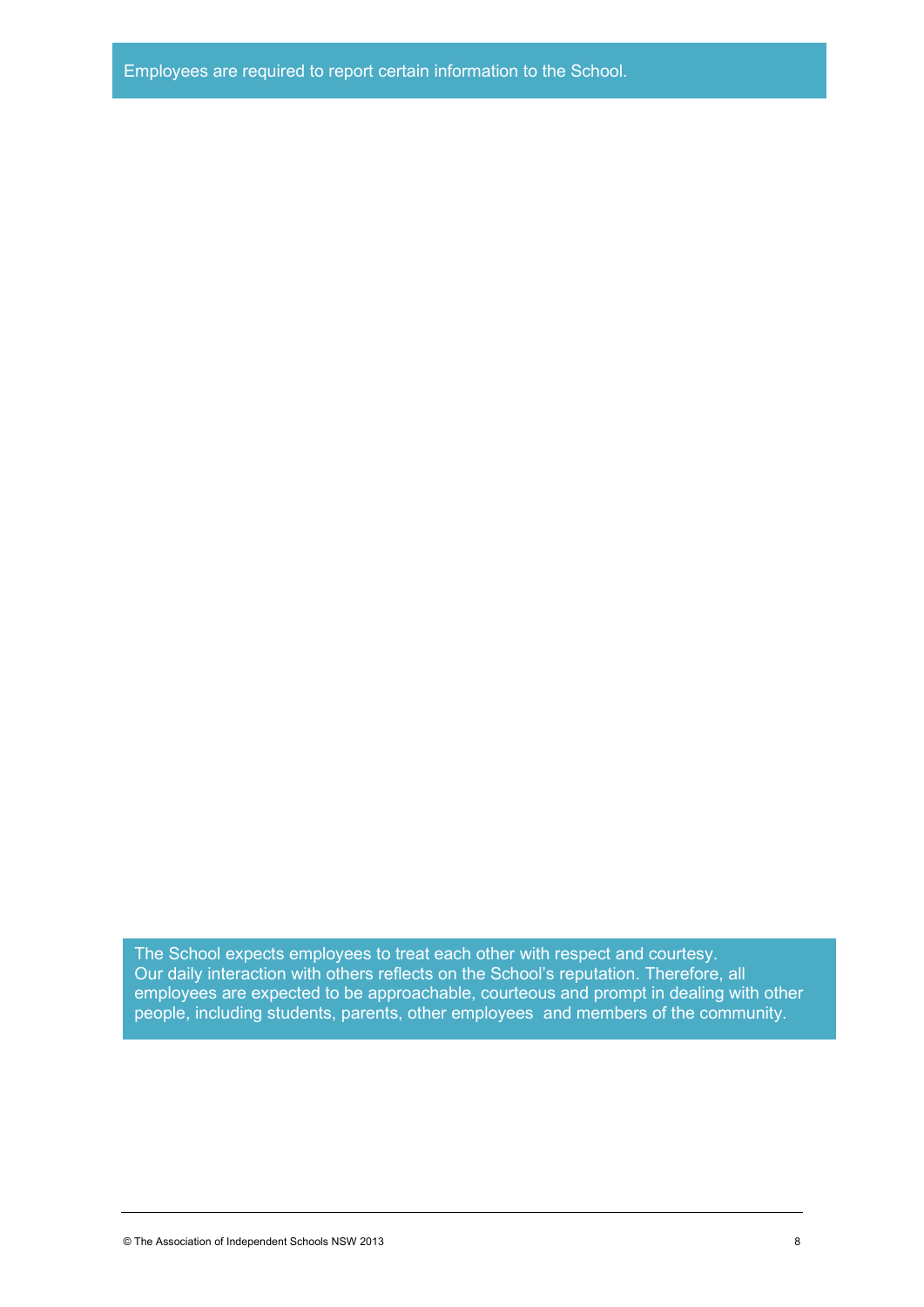Employees are required to report certain information to the School.

The School expects employees to treat each other with respect and courtesy. Our daily interaction with others reflects on the School's reputation. Therefore, all employees are expected to be approachable, courteous and prompt in dealing with other people, including students, parents, other employees and members of the community.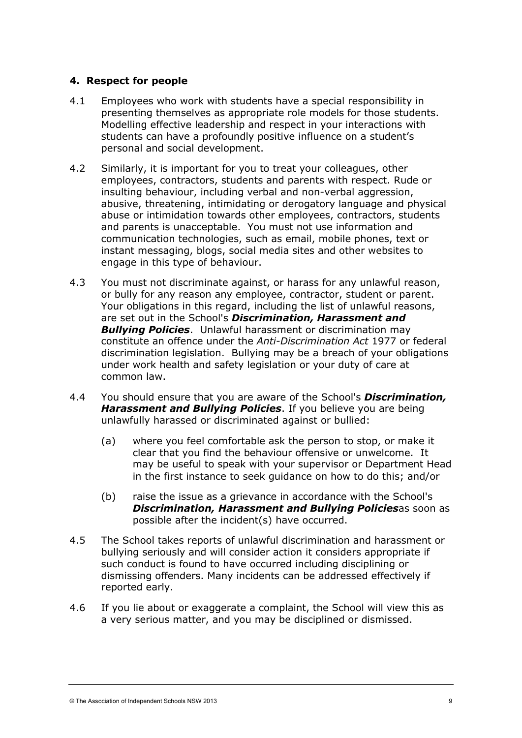## 4. Respect for people

4.1 Employees who work with students have a special responsibility in presenting themselves as appropriate role models for those students. Modelling effective leadership and respect in your interactions with students can have a profoundly positive influence on a student's personal and social development.

4.2 Similarly, it is important for you to treat your colleagues, other employees, contractors, students and parents with respect. Rude or insulting behaviour, including verbal and non-verbal aggression, abusive, threatening, intimidating or derogatory language and physical abuse or intimidation towards other employees, contractors, students and parents is unacceptable. You must not use information and communication technologies, such as email, mobile phones, text or instant messaging, blogs, social media sites and other websites to engage in this type of behaviour.

4.3 You must not discriminate against, or harass for any unlawful reason, or bully for any reason any employee, contractor, student or parent. Your obligations in this regard, including the list of unlawful reasons, are set out in the School's ***Discrimination, Harassment and Bullying Policies***. Unlawful harassment or discrimination may constitute an offence under the *Anti-Discrimination Act* 1977 or federal discrimination legislation. Bullying may be a breach of your obligations under work health and safety legislation or your duty of care at common law.

4.4 You should ensure that you are aware of the School's ***Discrimination, Harassment and Bullying Policies***. If you believe you are being unlawfully harassed or discriminated against or bullied:

(a) where you feel comfortable ask the person to stop, or make it clear that you find the behaviour offensive or unwelcome. It may be useful to speak with your supervisor or Department Head in the first instance to seek guidance on how to do this; and/or

(b) raise the issue as a grievance in accordance with the School's ***Discrimination, Harassment and Bullying Policies***as soon as possible after the incident(s) have occurred.

4.5 The School takes reports of unlawful discrimination and harassment or bullying seriously and will consider action it considers appropriate if such conduct is found to have occurred including disciplining or dismissing offenders. Many incidents can be addressed effectively if reported early.

4.6 If you lie about or exaggerate a complaint, the School will view this as a very serious matter, and you may be disciplined or dismissed.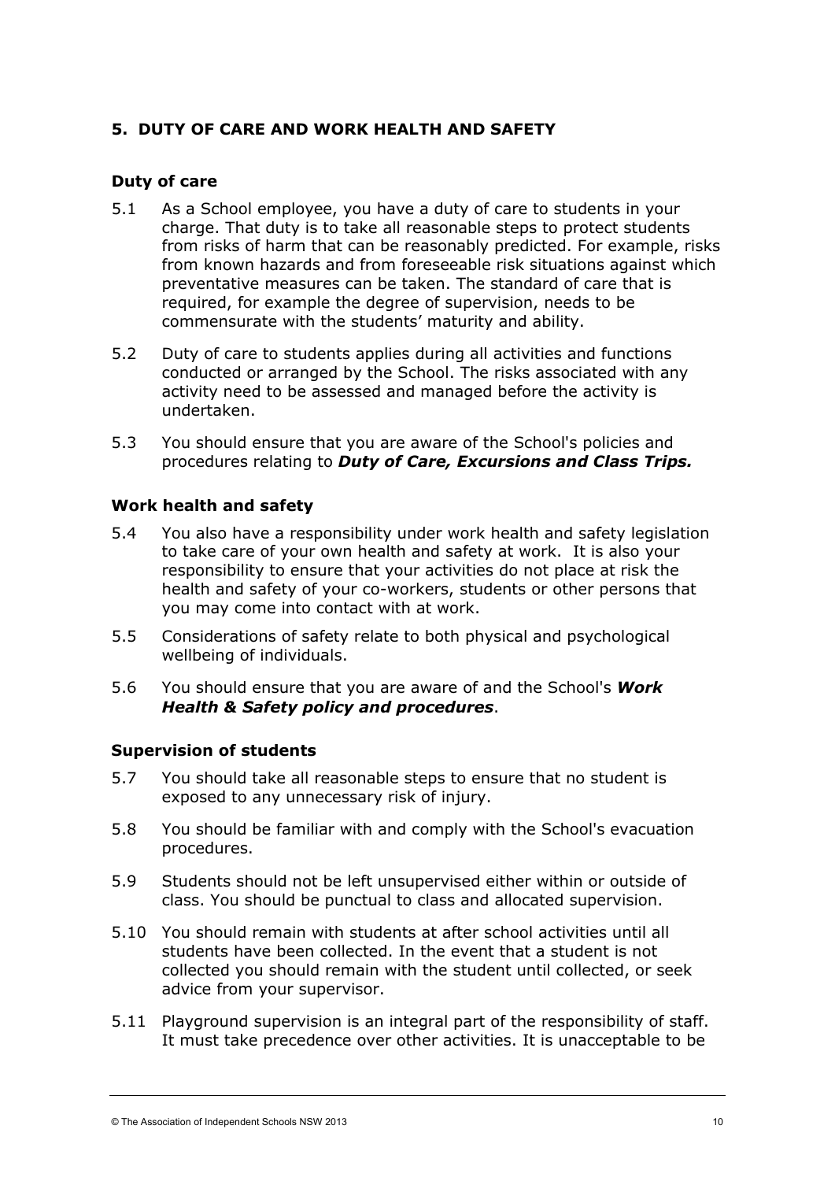## 5. DUTY OF CARE AND WORK HEALTH AND SAFETY

### Duty of care

5.1 As a School employee, you have a duty of care to students in your charge. That duty is to take all reasonable steps to protect students from risks of harm that can be reasonably predicted. For example, risks from known hazards and from foreseeable risk situations against which preventative measures can be taken. The standard of care that is required, for example the degree of supervision, needs to be commensurate with the students' maturity and ability.

5.2 Duty of care to students applies during all activities and functions conducted or arranged by the School. The risks associated with any activity need to be assessed and managed before the activity is undertaken.

5.3 You should ensure that you are aware of the School's policies and procedures relating to ***Duty of Care, Excursions and Class Trips.***

### Work health and safety

5.4 You also have a responsibility under work health and safety legislation to take care of your own health and safety at work. It is also your responsibility to ensure that your activities do not place at risk the health and safety of your co-workers, students or other persons that you may come into contact with at work.

5.5 Considerations of safety relate to both physical and psychological wellbeing of individuals.

5.6 You should ensure that you are aware of and the School's ***Work Health & Safety policy and procedures***.

### Supervision of students

5.7 You should take all reasonable steps to ensure that no student is exposed to any unnecessary risk of injury.

5.8 You should be familiar with and comply with the School's evacuation procedures.

5.9 Students should not be left unsupervised either within or outside of class. You should be punctual to class and allocated supervision.

5.10 You should remain with students at after school activities until all students have been collected. In the event that a student is not collected you should remain with the student until collected, or seek advice from your supervisor.

5.11 Playground supervision is an integral part of the responsibility of staff. It must take precedence over other activities. It is unacceptable to be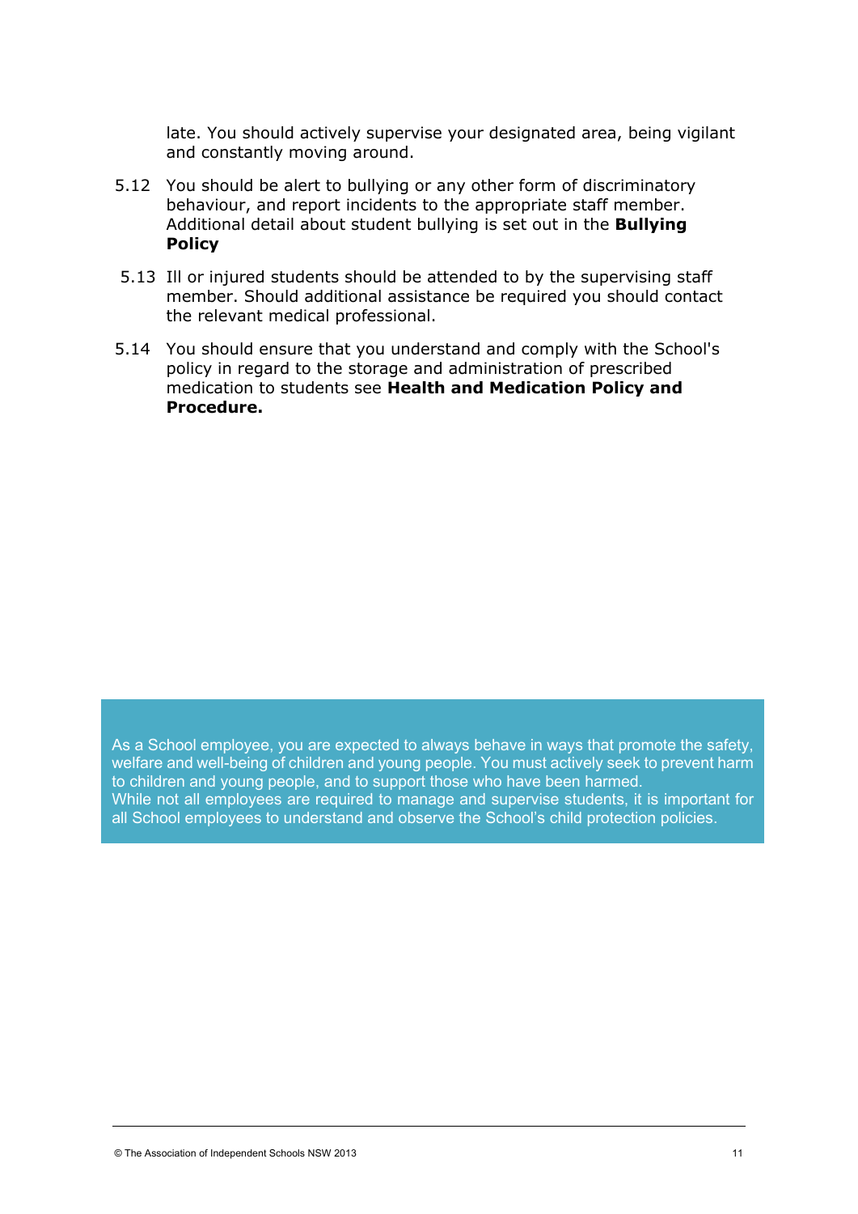late. You should actively supervise your designated area, being vigilant and constantly moving around.

5.12 You should be alert to bullying or any other form of discriminatory behaviour, and report incidents to the appropriate staff member. Additional detail about student bullying is set out in the **Bullying Policy**

5.13 Ill or injured students should be attended to by the supervising staff member. Should additional assistance be required you should contact the relevant medical professional.

5.14 You should ensure that you understand and comply with the School's policy in regard to the storage and administration of prescribed medication to students see **Health and Medication Policy and Procedure.**

> As a School employee, you are expected to always behave in ways that promote the safety, welfare and well-being of children and young people. You must actively seek to prevent harm to children and young people, and to support those who have been harmed.
> While not all employees are required to manage and supervise students, it is important for all School employees to understand and observe the School's child protection policies.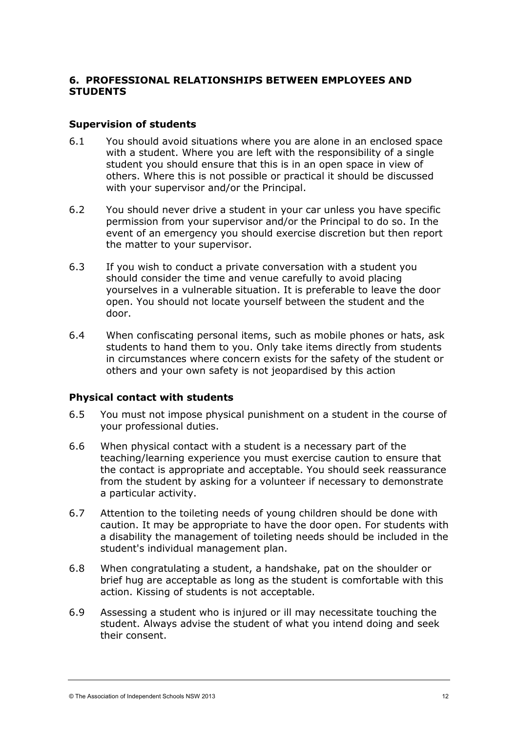## 6. PROFESSIONAL RELATIONSHIPS BETWEEN EMPLOYEES AND STUDENTS

### Supervision of students

6.1 You should avoid situations where you are alone in an enclosed space with a student. Where you are left with the responsibility of a single student you should ensure that this is in an open space in view of others. Where this is not possible or practical it should be discussed with your supervisor and/or the Principal.

6.2 You should never drive a student in your car unless you have specific permission from your supervisor and/or the Principal to do so. In the event of an emergency you should exercise discretion but then report the matter to your supervisor.

6.3 If you wish to conduct a private conversation with a student you should consider the time and venue carefully to avoid placing yourselves in a vulnerable situation. It is preferable to leave the door open. You should not locate yourself between the student and the door.

6.4 When confiscating personal items, such as mobile phones or hats, ask students to hand them to you. Only take items directly from students in circumstances where concern exists for the safety of the student or others and your own safety is not jeopardised by this action

### Physical contact with students

6.5 You must not impose physical punishment on a student in the course of your professional duties.

6.6 When physical contact with a student is a necessary part of the teaching/learning experience you must exercise caution to ensure that the contact is appropriate and acceptable. You should seek reassurance from the student by asking for a volunteer if necessary to demonstrate a particular activity.

6.7 Attention to the toileting needs of young children should be done with caution. It may be appropriate to have the door open. For students with a disability the management of toileting needs should be included in the student's individual management plan.

6.8 When congratulating a student, a handshake, pat on the shoulder or brief hug are acceptable as long as the student is comfortable with this action. Kissing of students is not acceptable.

6.9 Assessing a student who is injured or ill may necessitate touching the student. Always advise the student of what you intend doing and seek their consent.

© The Association of Independent Schools NSW 2013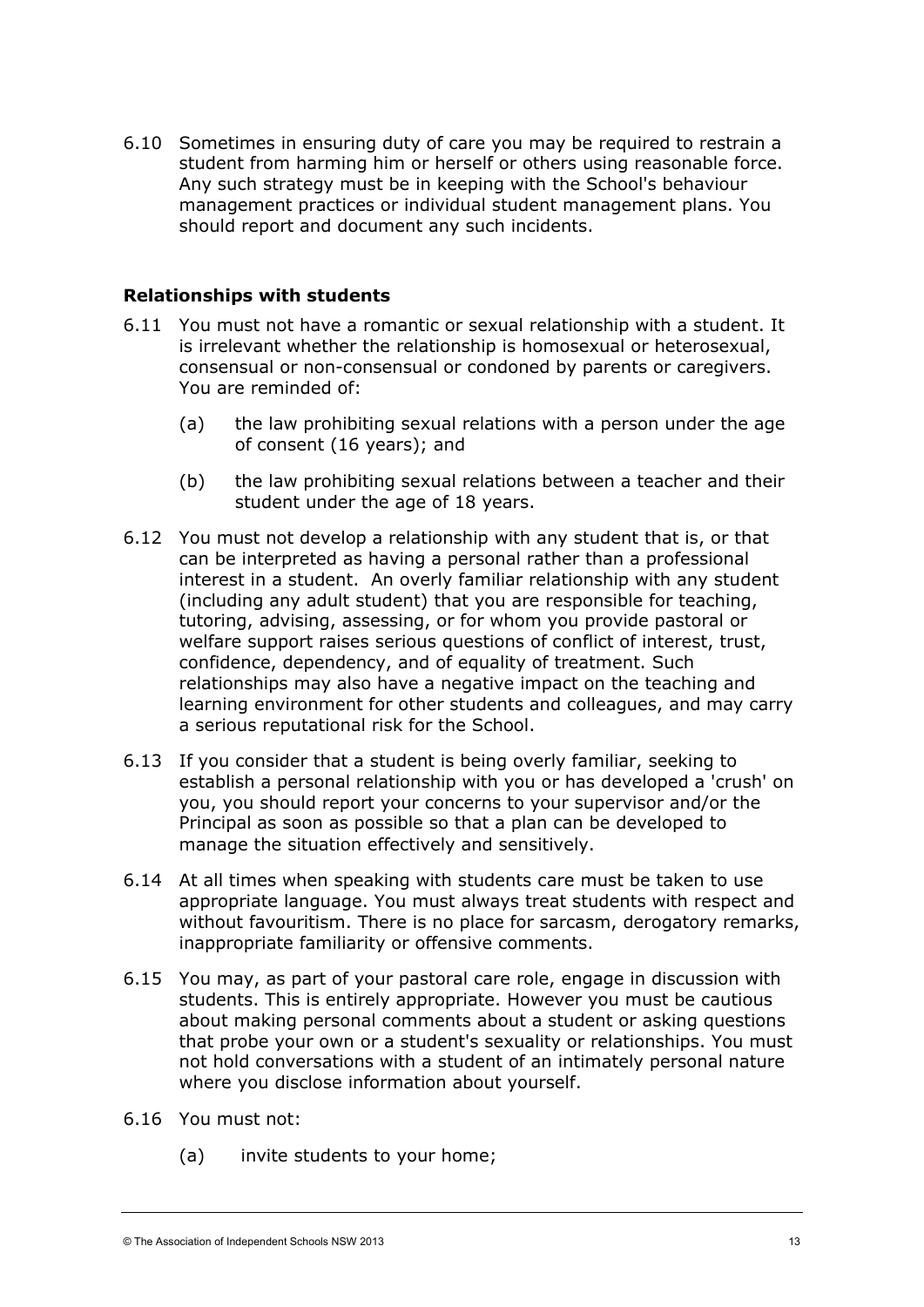6.10 Sometimes in ensuring duty of care you may be required to restrain a student from harming him or herself or others using reasonable force. Any such strategy must be in keeping with the School's behaviour management practices or individual student management plans. You should report and document any such incidents.

### Relationships with students

6.11 You must not have a romantic or sexual relationship with a student. It is irrelevant whether the relationship is homosexual or heterosexual, consensual or non-consensual or condoned by parents or caregivers. You are reminded of:

(a) the law prohibiting sexual relations with a person under the age of consent (16 years); and

(b) the law prohibiting sexual relations between a teacher and their student under the age of 18 years.

6.12 You must not develop a relationship with any student that is, or that can be interpreted as having a personal rather than a professional interest in a student. An overly familiar relationship with any student (including any adult student) that you are responsible for teaching, tutoring, advising, assessing, or for whom you provide pastoral or welfare support raises serious questions of conflict of interest, trust, confidence, dependency, and of equality of treatment. Such relationships may also have a negative impact on the teaching and learning environment for other students and colleagues, and may carry a serious reputational risk for the School.

6.13 If you consider that a student is being overly familiar, seeking to establish a personal relationship with you or has developed a 'crush' on you, you should report your concerns to your supervisor and/or the Principal as soon as possible so that a plan can be developed to manage the situation effectively and sensitively.

6.14 At all times when speaking with students care must be taken to use appropriate language. You must always treat students with respect and without favouritism. There is no place for sarcasm, derogatory remarks, inappropriate familiarity or offensive comments.

6.15 You may, as part of your pastoral care role, engage in discussion with students. This is entirely appropriate. However you must be cautious about making personal comments about a student or asking questions that probe your own or a student's sexuality or relationships. You must not hold conversations with a student of an intimately personal nature where you disclose information about yourself.

6.16 You must not:

(a) invite students to your home;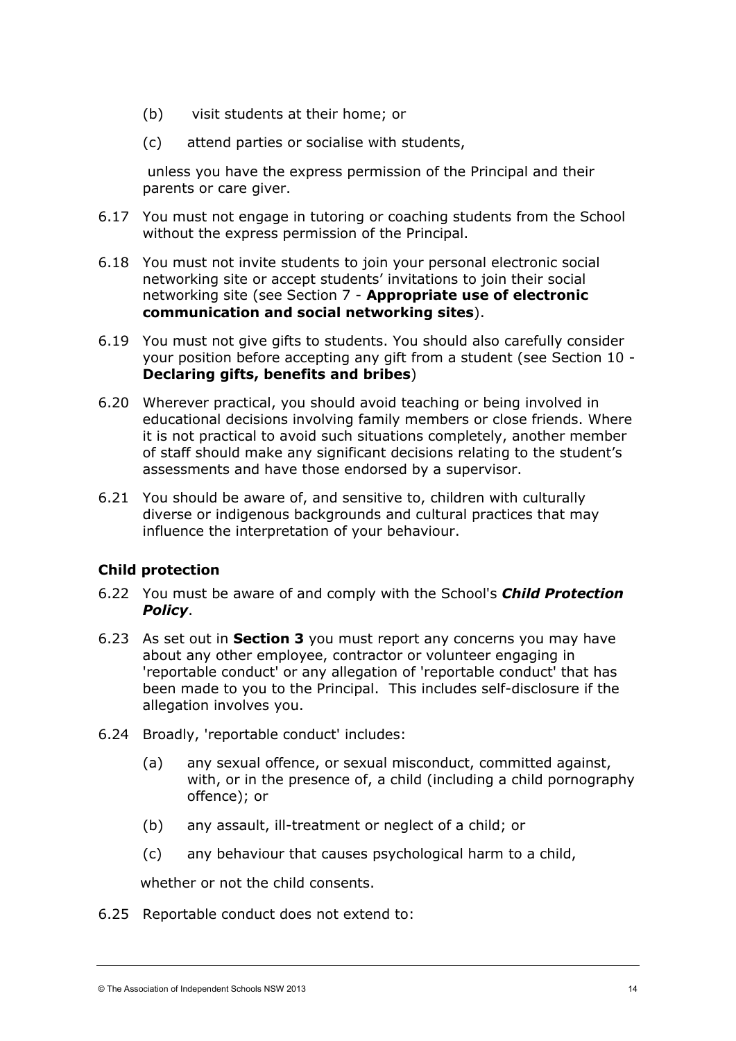(b) visit students at their home; or

(c) attend parties or socialise with students,

unless you have the express permission of the Principal and their parents or care giver.

6.17 You must not engage in tutoring or coaching students from the School without the express permission of the Principal.

6.18 You must not invite students to join your personal electronic social networking site or accept students' invitations to join their social networking site (see Section 7 - **Appropriate use of electronic communication and social networking sites**).

6.19 You must not give gifts to students. You should also carefully consider your position before accepting any gift from a student (see Section 10 - **Declaring gifts, benefits and bribes**)

6.20 Wherever practical, you should avoid teaching or being involved in educational decisions involving family members or close friends. Where it is not practical to avoid such situations completely, another member of staff should make any significant decisions relating to the student's assessments and have those endorsed by a supervisor.

6.21 You should be aware of, and sensitive to, children with culturally diverse or indigenous backgrounds and cultural practices that may influence the interpretation of your behaviour.

### Child protection

6.22 You must be aware of and comply with the School's ***Child Protection Policy***.

6.23 As set out in **Section 3** you must report any concerns you may have about any other employee, contractor or volunteer engaging in 'reportable conduct' or any allegation of 'reportable conduct' that has been made to you to the Principal. This includes self-disclosure if the allegation involves you.

6.24 Broadly, 'reportable conduct' includes:

(a) any sexual offence, or sexual misconduct, committed against, with, or in the presence of, a child (including a child pornography offence); or

(b) any assault, ill-treatment or neglect of a child; or

(c) any behaviour that causes psychological harm to a child,

whether or not the child consents.

6.25 Reportable conduct does not extend to: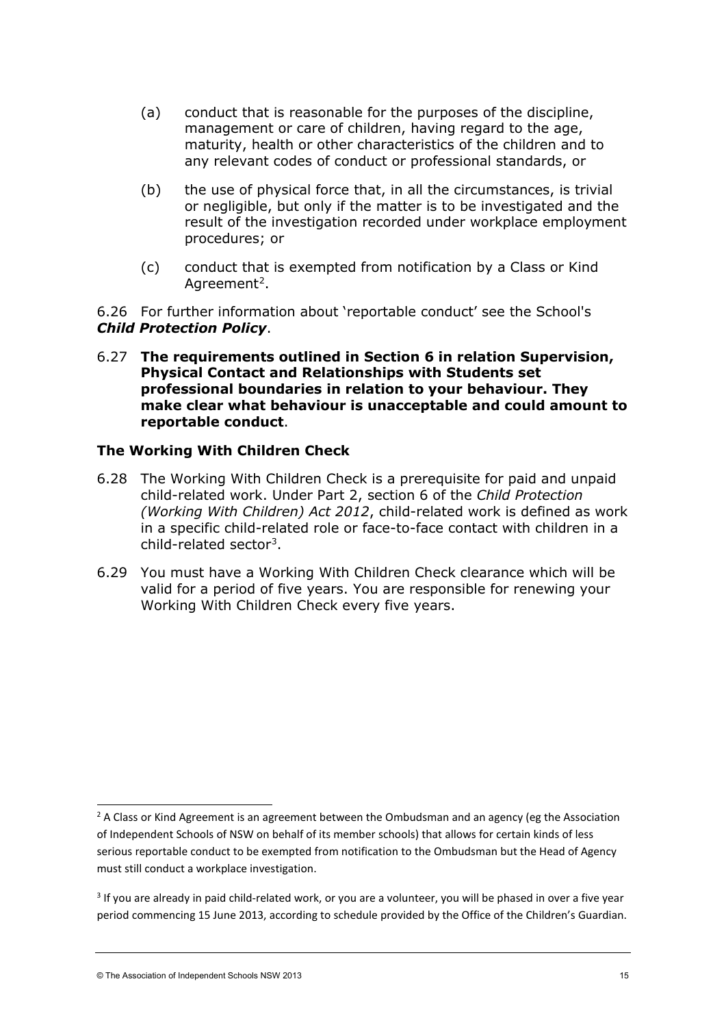(a) conduct that is reasonable for the purposes of the discipline, management or care of children, having regard to the age, maturity, health or other characteristics of the children and to any relevant codes of conduct or professional standards, or

(b) the use of physical force that, in all the circumstances, is trivial or negligible, but only if the matter is to be investigated and the result of the investigation recorded under workplace employment procedures; or

(c) conduct that is exempted from notification by a Class or Kind Agreement[2].

6.26 For further information about 'reportable conduct' see the School's ***Child Protection Policy***.

6.27 **The requirements outlined in Section 6 in relation Supervision, Physical Contact and Relationships with Students set professional boundaries in relation to your behaviour. They make clear what behaviour is unacceptable and could amount to reportable conduct**.

### The Working With Children Check

6.28 The Working With Children Check is a prerequisite for paid and unpaid child-related work. Under Part 2, section 6 of the *Child Protection (Working With Children) Act 2012*, child-related work is defined as work in a specific child-related role or face-to-face contact with children in a child-related sector[3].

6.29 You must have a Working With Children Check clearance which will be valid for a period of five years. You are responsible for renewing your Working With Children Check every five years.

---

[2] A Class or Kind Agreement is an agreement between the Ombudsman and an agency (eg the Association of Independent Schools of NSW on behalf of its member schools) that allows for certain kinds of less serious reportable conduct to be exempted from notification to the Ombudsman but the Head of Agency must still conduct a workplace investigation.

[3] If you are already in paid child-related work, or you are a volunteer, you will be phased in over a five year period commencing 15 June 2013, according to schedule provided by the Office of the Children's Guardian.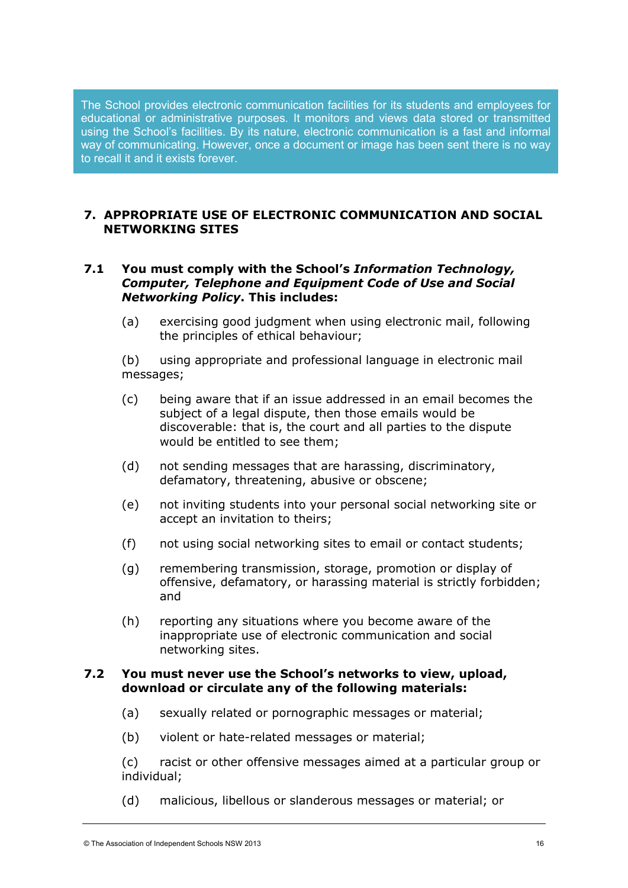The School provides electronic communication facilities for its students and employees for educational or administrative purposes. It monitors and views data stored or transmitted using the School's facilities. By its nature, electronic communication is a fast and informal way of communicating. However, once a document or image has been sent there is no way to recall it and it exists forever.

## 7. APPROPRIATE USE OF ELECTRONIC COMMUNICATION AND SOCIAL NETWORKING SITES

### 7.1 You must comply with the School's *Information Technology, Computer, Telephone and Equipment Code of Use and Social Networking Policy*. This includes:

(a) exercising good judgment when using electronic mail, following the principles of ethical behaviour;

(b) using appropriate and professional language in electronic mail messages;

(c) being aware that if an issue addressed in an email becomes the subject of a legal dispute, then those emails would be discoverable: that is, the court and all parties to the dispute would be entitled to see them;

(d) not sending messages that are harassing, discriminatory, defamatory, threatening, abusive or obscene;

(e) not inviting students into your personal social networking site or accept an invitation to theirs;

(f) not using social networking sites to email or contact students;

(g) remembering transmission, storage, promotion or display of offensive, defamatory, or harassing material is strictly forbidden; and

(h) reporting any situations where you become aware of the inappropriate use of electronic communication and social networking sites.

### 7.2 You must never use the School's networks to view, upload, download or circulate any of the following materials:

(a) sexually related or pornographic messages or material;

(b) violent or hate-related messages or material;

(c) racist or other offensive messages aimed at a particular group or individual;

(d) malicious, libellous or slanderous messages or material; or

© The Association of Independent Schools NSW 2013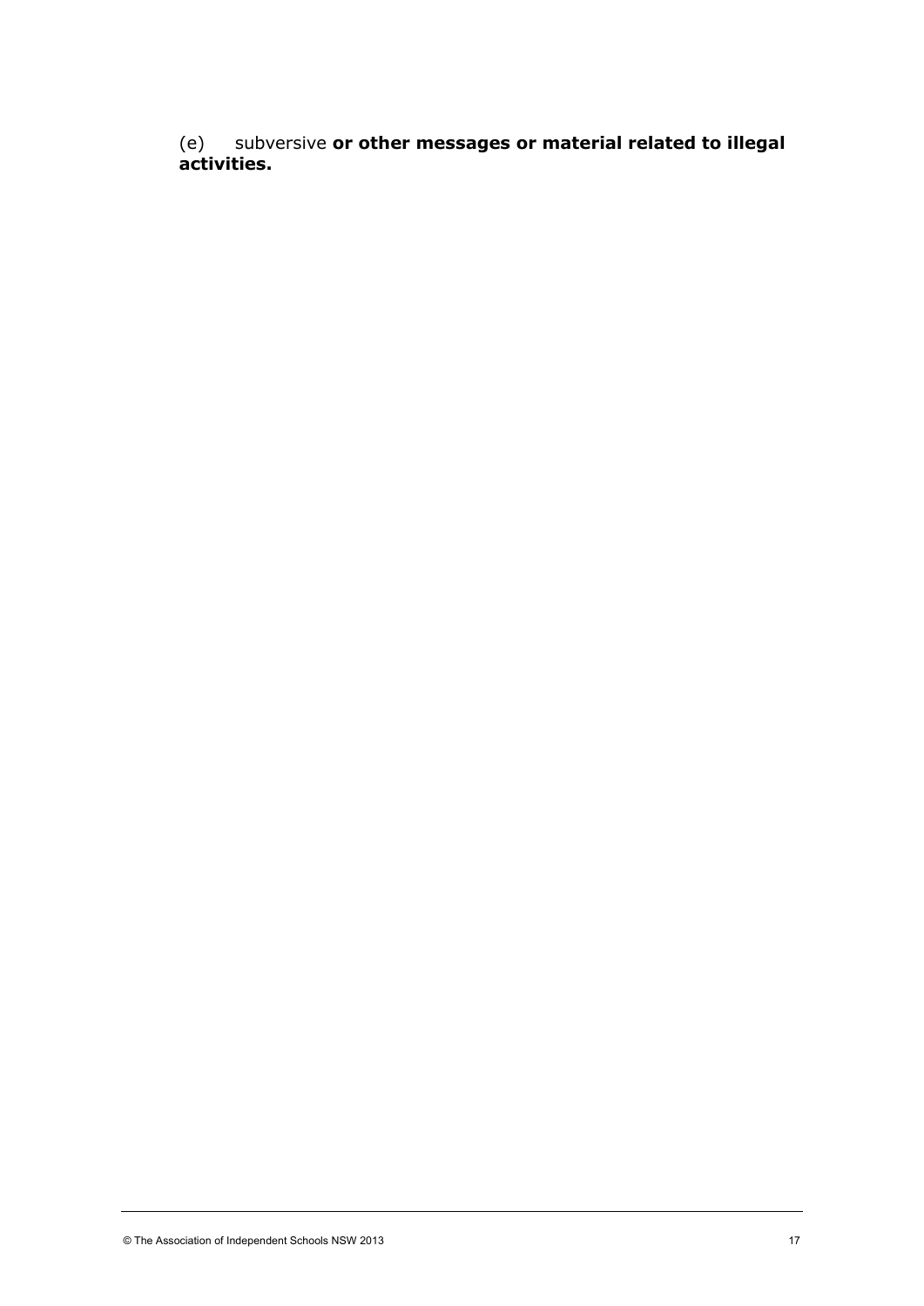(e) subversive **or other messages or material related to illegal activities.**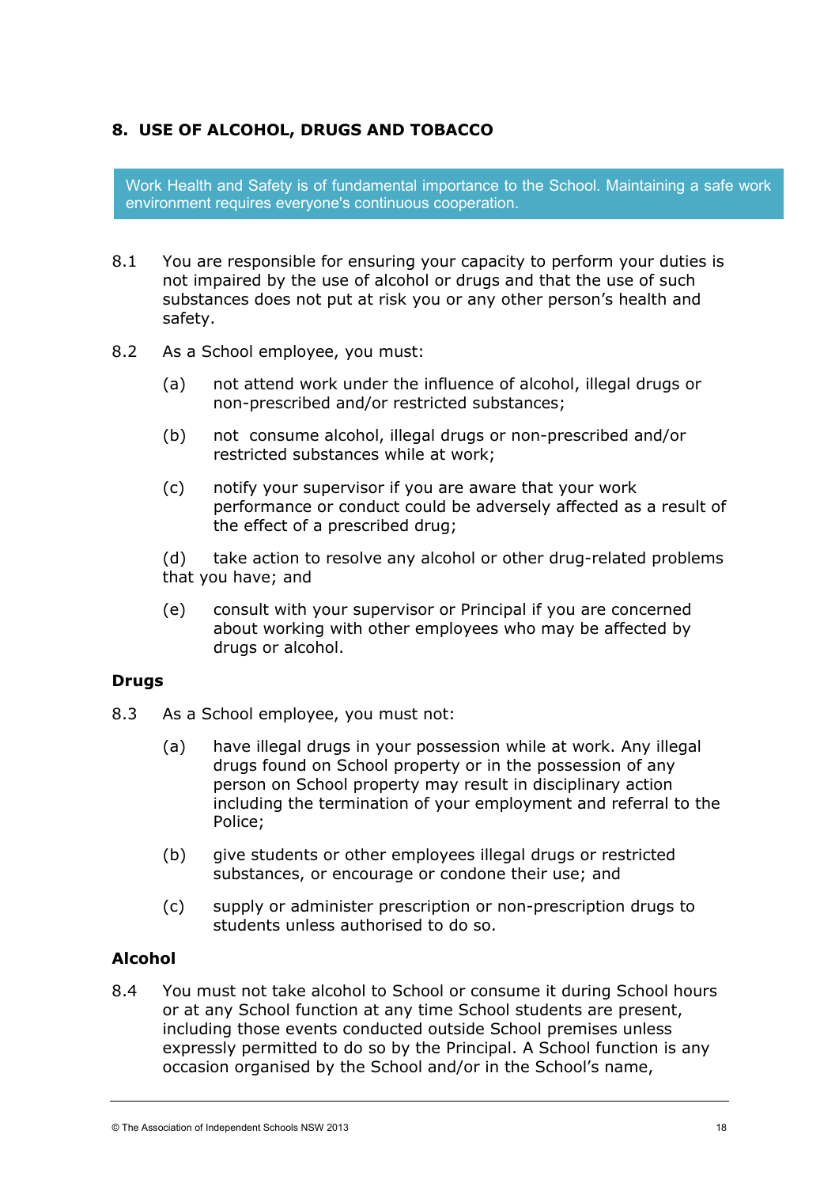## 8. USE OF ALCOHOL, DRUGS AND TOBACCO

Work Health and Safety is of fundamental importance to the School. Maintaining a safe work environment requires everyone's continuous cooperation.

8.1 You are responsible for ensuring your capacity to perform your duties is not impaired by the use of alcohol or drugs and that the use of such substances does not put at risk you or any other person's health and safety.

8.2 As a School employee, you must:

(a) not attend work under the influence of alcohol, illegal drugs or non-prescribed and/or restricted substances;

(b) not consume alcohol, illegal drugs or non-prescribed and/or restricted substances while at work;

(c) notify your supervisor if you are aware that your work performance or conduct could be adversely affected as a result of the effect of a prescribed drug;

(d) take action to resolve any alcohol or other drug-related problems that you have; and

(e) consult with your supervisor or Principal if you are concerned about working with other employees who may be affected by drugs or alcohol.

### Drugs

8.3 As a School employee, you must not:

(a) have illegal drugs in your possession while at work. Any illegal drugs found on School property or in the possession of any person on School property may result in disciplinary action including the termination of your employment and referral to the Police;

(b) give students or other employees illegal drugs or restricted substances, or encourage or condone their use; and

(c) supply or administer prescription or non-prescription drugs to students unless authorised to do so.

### Alcohol

8.4 You must not take alcohol to School or consume it during School hours or at any School function at any time School students are present, including those events conducted outside School premises unless expressly permitted to do so by the Principal. A School function is any occasion organised by the School and/or in the School's name,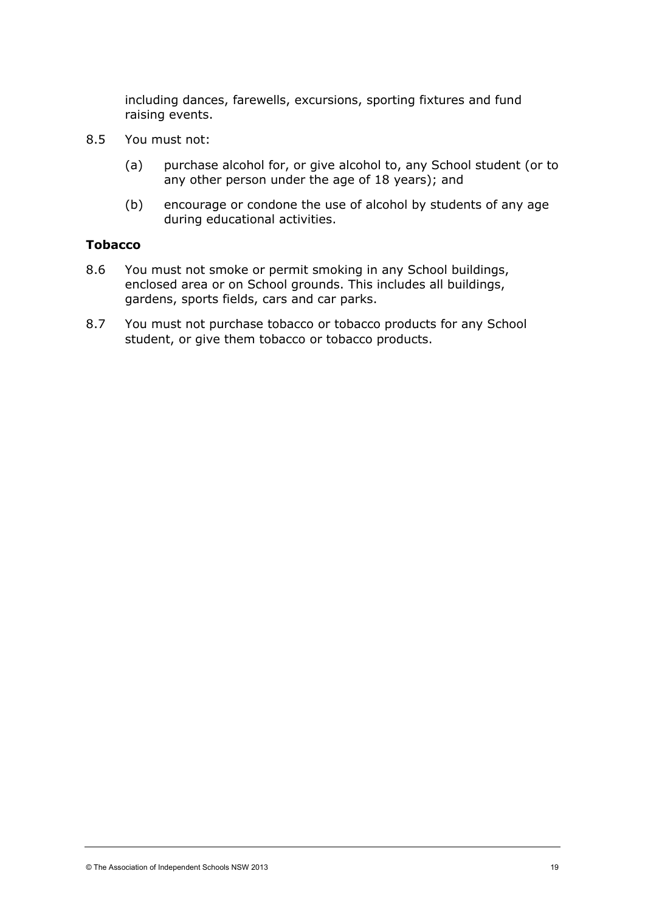including dances, farewells, excursions, sporting fixtures and fund raising events.

8.5 You must not:

(a) purchase alcohol for, or give alcohol to, any School student (or to any other person under the age of 18 years); and

(b) encourage or condone the use of alcohol by students of any age during educational activities.

### Tobacco

8.6 You must not smoke or permit smoking in any School buildings, enclosed area or on School grounds. This includes all buildings, gardens, sports fields, cars and car parks.

8.7 You must not purchase tobacco or tobacco products for any School student, or give them tobacco or tobacco products.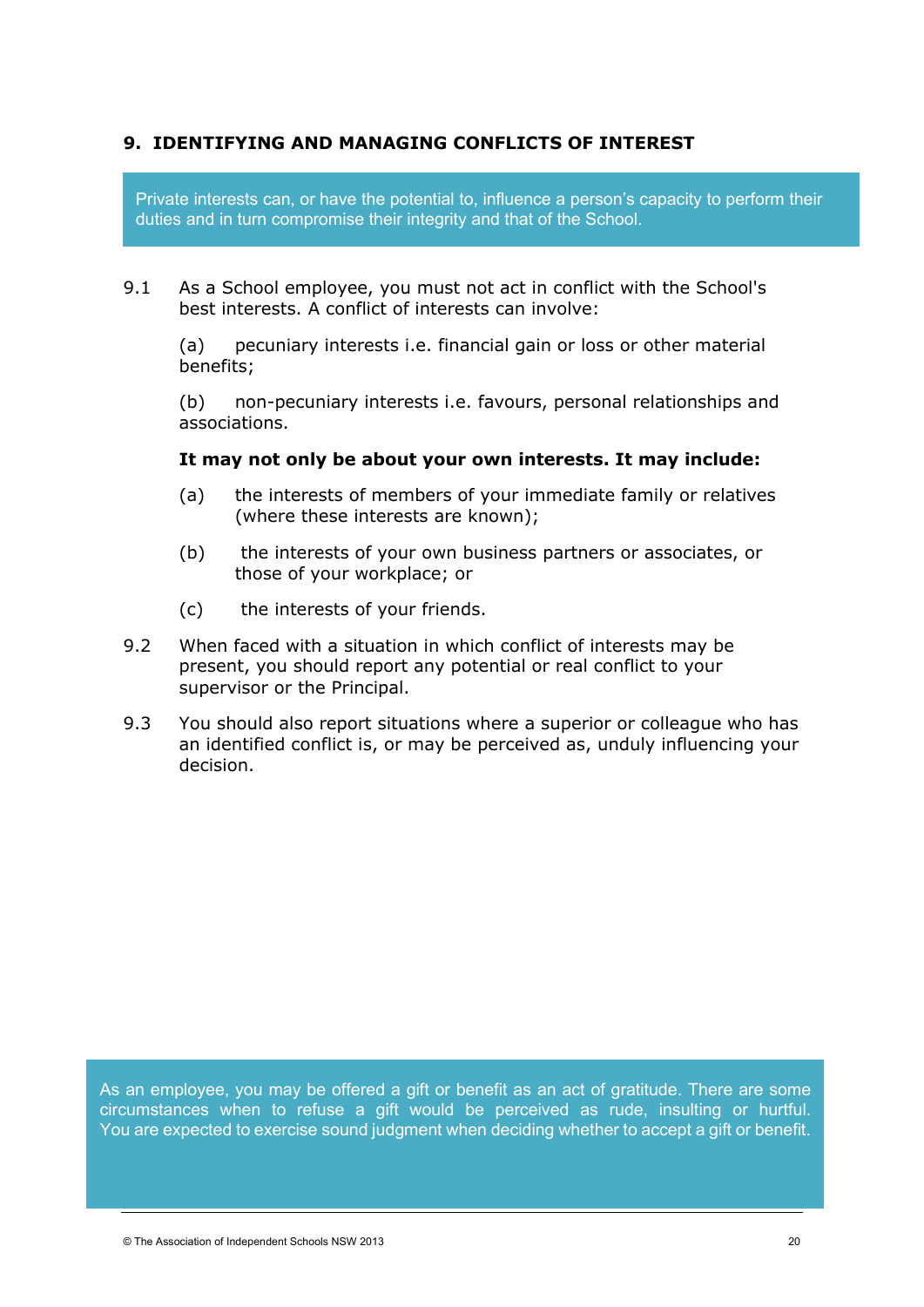## 9. IDENTIFYING AND MANAGING CONFLICTS OF INTEREST

Private interests can, or have the potential to, influence a person's capacity to perform their duties and in turn compromise their integrity and that of the School.

9.1 As a School employee, you must not act in conflict with the School's best interests. A conflict of interests can involve:

(a) pecuniary interests i.e. financial gain or loss or other material benefits;

(b) non-pecuniary interests i.e. favours, personal relationships and associations.

**It may not only be about your own interests. It may include:**

(a) the interests of members of your immediate family or relatives (where these interests are known);

(b) the interests of your own business partners or associates, or those of your workplace; or

(c) the interests of your friends.

9.2 When faced with a situation in which conflict of interests may be present, you should report any potential or real conflict to your supervisor or the Principal.

9.3 You should also report situations where a superior or colleague who has an identified conflict is, or may be perceived as, unduly influencing your decision.

As an employee, you may be offered a gift or benefit as an act of gratitude. There are some circumstances when to refuse a gift would be perceived as rude, insulting or hurtful. You are expected to exercise sound judgment when deciding whether to accept a gift or benefit.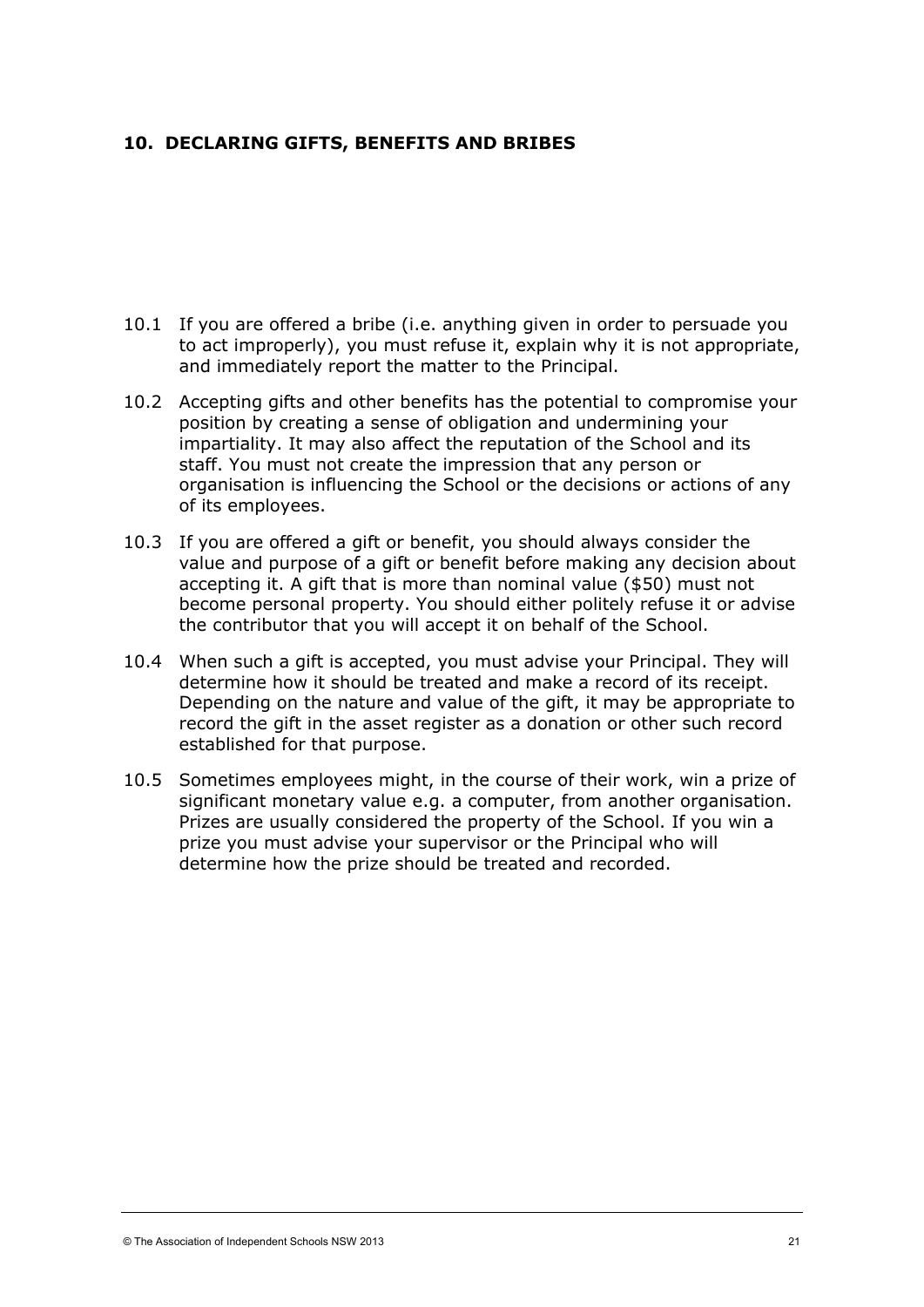## 10. DECLARING GIFTS, BENEFITS AND BRIBES

10.1 If you are offered a bribe (i.e. anything given in order to persuade you to act improperly), you must refuse it, explain why it is not appropriate, and immediately report the matter to the Principal.

10.2 Accepting gifts and other benefits has the potential to compromise your position by creating a sense of obligation and undermining your impartiality. It may also affect the reputation of the School and its staff. You must not create the impression that any person or organisation is influencing the School or the decisions or actions of any of its employees.

10.3 If you are offered a gift or benefit, you should always consider the value and purpose of a gift or benefit before making any decision about accepting it. A gift that is more than nominal value ($50) must not become personal property. You should either politely refuse it or advise the contributor that you will accept it on behalf of the School.

10.4 When such a gift is accepted, you must advise your Principal. They will determine how it should be treated and make a record of its receipt. Depending on the nature and value of the gift, it may be appropriate to record the gift in the asset register as a donation or other such record established for that purpose.

10.5 Sometimes employees might, in the course of their work, win a prize of significant monetary value e.g. a computer, from another organisation. Prizes are usually considered the property of the School. If you win a prize you must advise your supervisor or the Principal who will determine how the prize should be treated and recorded.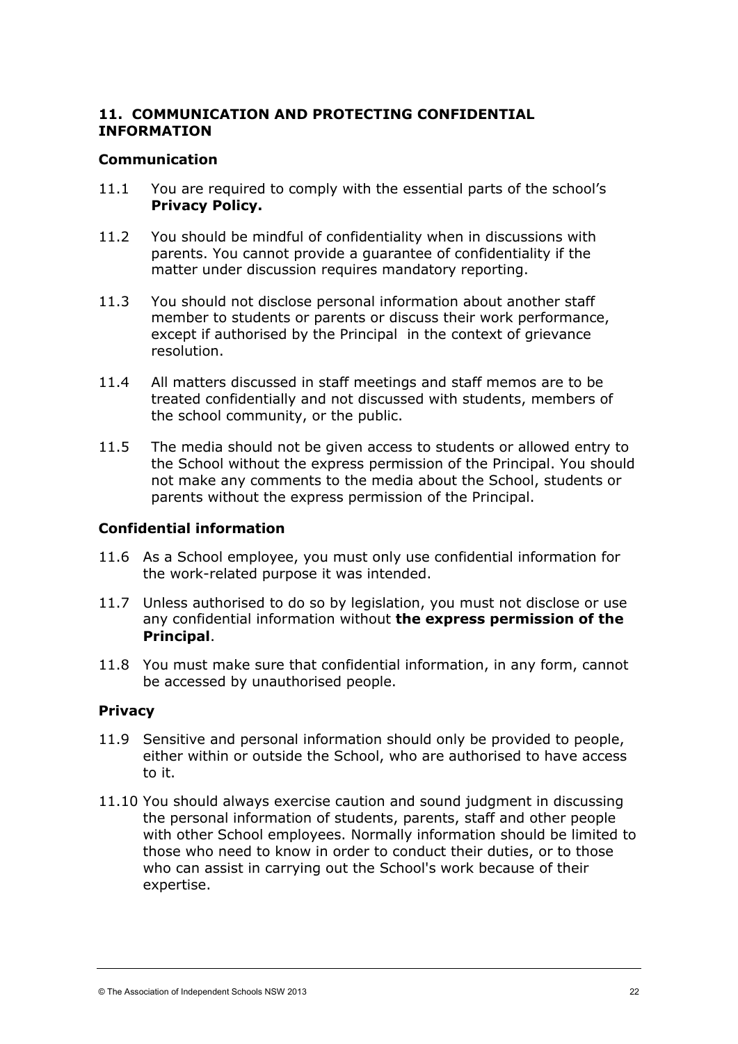## 11. COMMUNICATION AND PROTECTING CONFIDENTIAL INFORMATION

### Communication

11.1 You are required to comply with the essential parts of the school's **Privacy Policy.**

11.2 You should be mindful of confidentiality when in discussions with parents. You cannot provide a guarantee of confidentiality if the matter under discussion requires mandatory reporting.

11.3 You should not disclose personal information about another staff member to students or parents or discuss their work performance, except if authorised by the Principal in the context of grievance resolution.

11.4 All matters discussed in staff meetings and staff memos are to be treated confidentially and not discussed with students, members of the school community, or the public.

11.5 The media should not be given access to students or allowed entry to the School without the express permission of the Principal. You should not make any comments to the media about the School, students or parents without the express permission of the Principal.

### Confidential information

11.6 As a School employee, you must only use confidential information for the work-related purpose it was intended.

11.7 Unless authorised to do so by legislation, you must not disclose or use any confidential information without **the express permission of the Principal**.

11.8 You must make sure that confidential information, in any form, cannot be accessed by unauthorised people.

### Privacy

11.9 Sensitive and personal information should only be provided to people, either within or outside the School, who are authorised to have access to it.

11.10 You should always exercise caution and sound judgment in discussing the personal information of students, parents, staff and other people with other School employees. Normally information should be limited to those who need to know in order to conduct their duties, or to those who can assist in carrying out the School's work because of their expertise.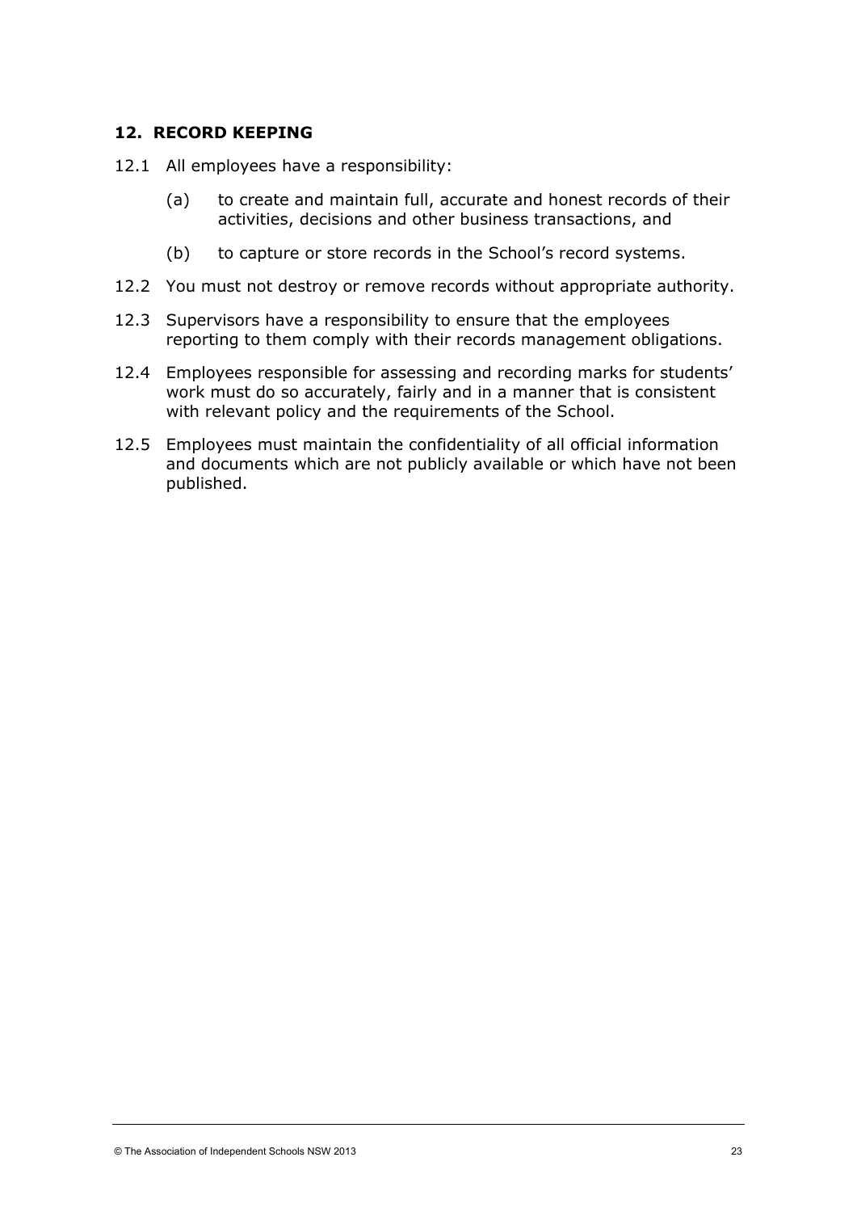## 12. RECORD KEEPING

12.1 All employees have a responsibility:

(a) to create and maintain full, accurate and honest records of their activities, decisions and other business transactions, and

(b) to capture or store records in the School's record systems.

12.2 You must not destroy or remove records without appropriate authority.

12.3 Supervisors have a responsibility to ensure that the employees reporting to them comply with their records management obligations.

12.4 Employees responsible for assessing and recording marks for students' work must do so accurately, fairly and in a manner that is consistent with relevant policy and the requirements of the School.

12.5 Employees must maintain the confidentiality of all official information and documents which are not publicly available or which have not been published.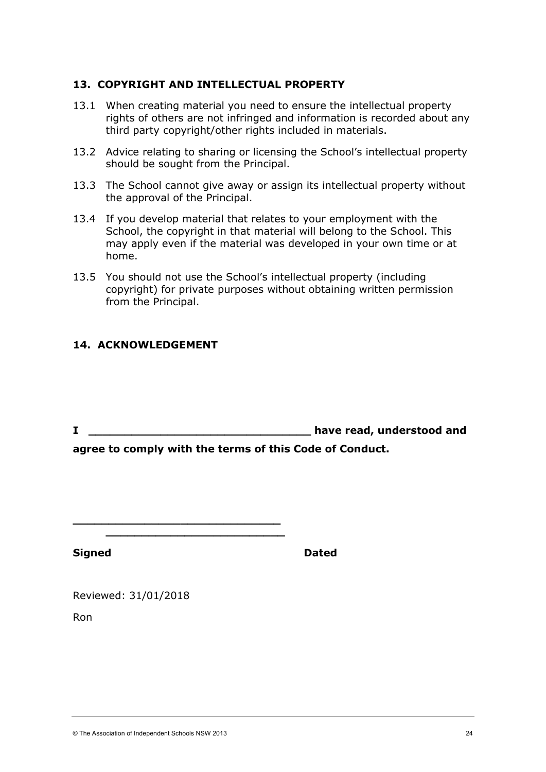### 13. COPYRIGHT AND INTELLECTUAL PROPERTY

13.1 When creating material you need to ensure the intellectual property rights of others are not infringed and information is recorded about any third party copyright/other rights included in materials.

13.2 Advice relating to sharing or licensing the School's intellectual property should be sought from the Principal.

13.3 The School cannot give away or assign its intellectual property without the approval of the Principal.

13.4 If you develop material that relates to your employment with the School, the copyright in that material will belong to the School. This may apply even if the material was developed in your own time or at home.

13.5 You should not use the School's intellectual property (including copyright) for private purposes without obtaining written permission from the Principal.

### 14. ACKNOWLEDGEMENT

**I ________________________________ have read, understood and agree to comply with the terms of this Code of Conduct.**

**____________________________**
**__________________________**

**Signed** **Dated**

Reviewed: 31/01/2018

Ron